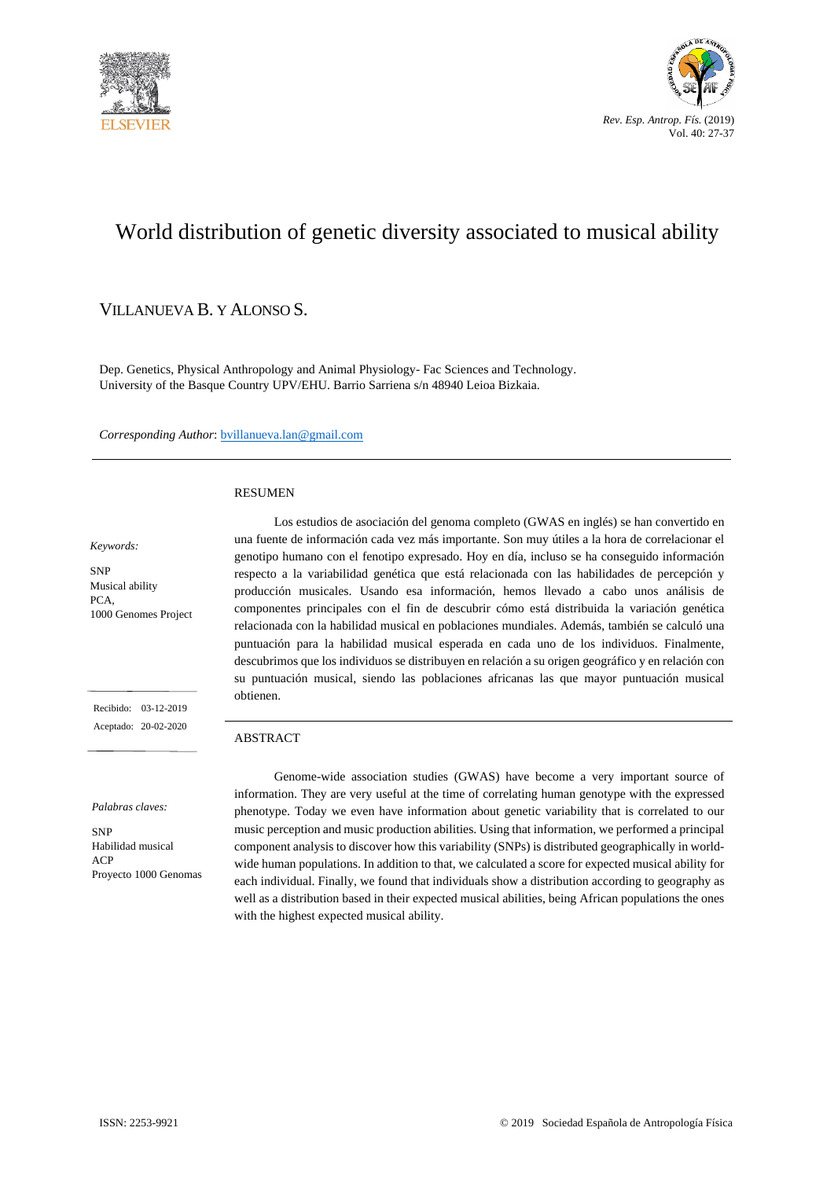Rev. Esp. Antrop. Fís. (2019) Vol. 40: 27-37

# World distribution of genetic diversity associated to musical ability

VILLANUEVA B. Y ALONSO S.

Dep. Genetics, Physical Anthropology and Animal Physiology- Fac Sciences and Technology.
University of the Basque Country UPV/EHU. Barrio Sarriena s/n 48940 Leioa Bizkaia.

*Corresponding Author*: bvillanueva.lan@gmail.com

---

*Keywords:*

SNP
Musical ability
PCA,
1000 Genomes Project

Recibido: 03-12-2019
Aceptado: 20-02-2020

*Palabras claves:*

SNP
Habilidad musical
ACP
Proyecto 1000 Genomas

## RESUMEN

Los estudios de asociación del genoma completo (GWAS en inglés) se han convertido en una fuente de información cada vez más importante. Son muy útiles a la hora de correlacionar el genotipo humano con el fenotipo expresado. Hoy en día, incluso se ha conseguido información respecto a la variabilidad genética que está relacionada con las habilidades de percepción y producción musicales. Usando esa información, hemos llevado a cabo unos análisis de componentes principales con el fin de descubrir cómo está distribuida la variación genética relacionada con la habilidad musical en poblaciones mundiales. Además, también se calculó una puntuación para la habilidad musical esperada en cada uno de los individuos. Finalmente, descubrimos que los individuos se distribuyen en relación a su origen geográfico y en relación con su puntuación musical, siendo las poblaciones africanas las que mayor puntuación musical obtienen.

## ABSTRACT

Genome-wide association studies (GWAS) have become a very important source of information. They are very useful at the time of correlating human genotype with the expressed phenotype. Today we even have information about genetic variability that is correlated to our music perception and music production abilities. Using that information, we performed a principal component analysis to discover how this variability (SNPs) is distributed geographically in world-wide human populations. In addition to that, we calculated a score for expected musical ability for each individual. Finally, we found that individuals show a distribution according to geography as well as a distribution based in their expected musical abilities, being African populations the ones with the highest expected musical ability.

ISSN: 2253-9921 © 2019 Sociedad Española de Antropología Física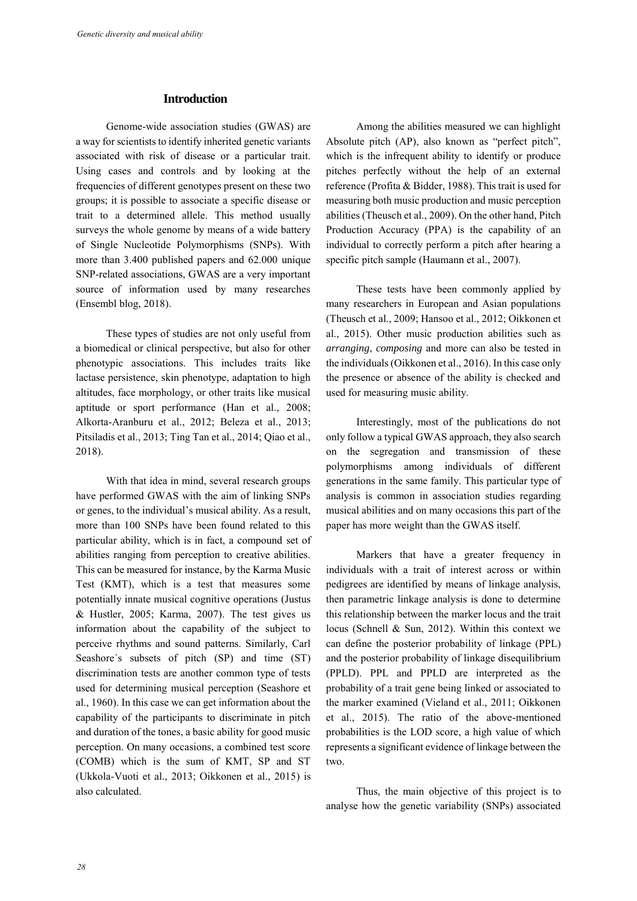## Introduction

Genome-wide association studies (GWAS) are a way for scientists to identify inherited genetic variants associated with risk of disease or a particular trait. Using cases and controls and by looking at the frequencies of different genotypes present on these two groups; it is possible to associate a specific disease or trait to a determined allele. This method usually surveys the whole genome by means of a wide battery of Single Nucleotide Polymorphisms (SNPs). With more than 3.400 published papers and 62.000 unique SNP-related associations, GWAS are a very important source of information used by many researches (Ensembl blog, 2018).

These types of studies are not only useful from a biomedical or clinical perspective, but also for other phenotypic associations. This includes traits like lactase persistence, skin phenotype, adaptation to high altitudes, face morphology, or other traits like musical aptitude or sport performance (Han et al., 2008; Alkorta-Aranburu et al., 2012; Beleza et al., 2013; Pitsiladis et al., 2013; Ting Tan et al., 2014; Qiao et al., 2018).

With that idea in mind, several research groups have performed GWAS with the aim of linking SNPs or genes, to the individual's musical ability. As a result, more than 100 SNPs have been found related to this particular ability, which is in fact, a compound set of abilities ranging from perception to creative abilities. This can be measured for instance, by the Karma Music Test (KMT), which is a test that measures some potentially innate musical cognitive operations (Justus & Hustler, 2005; Karma, 2007). The test gives us information about the capability of the subject to perceive rhythms and sound patterns. Similarly, Carl Seashore´s subsets of pitch (SP) and time (ST) discrimination tests are another common type of tests used for determining musical perception (Seashore et al., 1960). In this case we can get information about the capability of the participants to discriminate in pitch and duration of the tones, a basic ability for good music perception. On many occasions, a combined test score (COMB) which is the sum of KMT, SP and ST (Ukkola-Vuoti et al., 2013; Oikkonen et al., 2015) is also calculated.

Among the abilities measured we can highlight Absolute pitch (AP), also known as "perfect pitch", which is the infrequent ability to identify or produce pitches perfectly without the help of an external reference (Profita & Bidder, 1988). This trait is used for measuring both music production and music perception abilities (Theusch et al., 2009). On the other hand, Pitch Production Accuracy (PPA) is the capability of an individual to correctly perform a pitch after hearing a specific pitch sample (Haumann et al., 2007).

These tests have been commonly applied by many researchers in European and Asian populations (Theusch et al., 2009; Hansoo et al., 2012; Oikkonen et al., 2015). Other music production abilities such as *arranging*, *composing* and more can also be tested in the individuals (Oikkonen et al., 2016). In this case only the presence or absence of the ability is checked and used for measuring music ability.

Interestingly, most of the publications do not only follow a typical GWAS approach, they also search on the segregation and transmission of these polymorphisms among individuals of different generations in the same family. This particular type of analysis is common in association studies regarding musical abilities and on many occasions this part of the paper has more weight than the GWAS itself.

Markers that have a greater frequency in individuals with a trait of interest across or within pedigrees are identified by means of linkage analysis, then parametric linkage analysis is done to determine this relationship between the marker locus and the trait locus (Schnell & Sun, 2012). Within this context we can define the posterior probability of linkage (PPL) and the posterior probability of linkage disequilibrium (PPLD). PPL and PPLD are interpreted as the probability of a trait gene being linked or associated to the marker examined (Vieland et al., 2011; Oikkonen et al., 2015). The ratio of the above-mentioned probabilities is the LOD score, a high value of which represents a significant evidence of linkage between the two.

Thus, the main objective of this project is to analyse how the genetic variability (SNPs) associated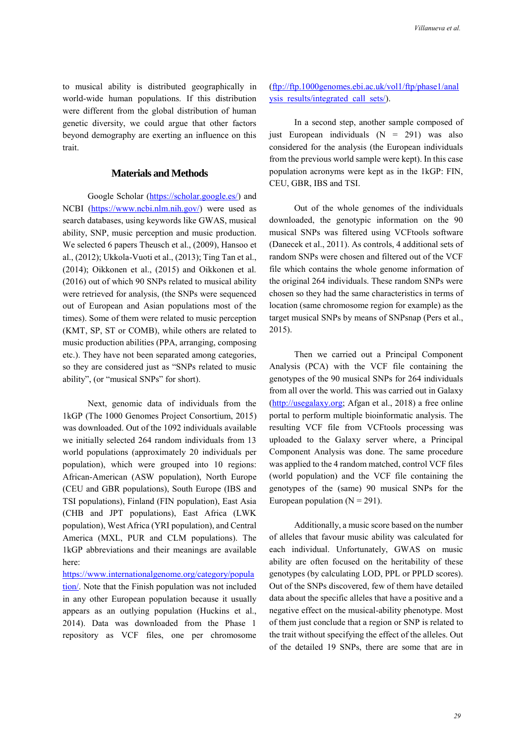to musical ability is distributed geographically in world-wide human populations. If this distribution were different from the global distribution of human genetic diversity, we could argue that other factors beyond demography are exerting an influence on this trait.

## Materials and Methods

Google Scholar (https://scholar.google.es/) and NCBI (https://www.ncbi.nlm.nih.gov/) were used as search databases, using keywords like GWAS, musical ability, SNP, music perception and music production. We selected 6 papers Theusch et al., (2009), Hansoo et al., (2012); Ukkola-Vuoti et al., (2013); Ting Tan et al., (2014); Oikkonen et al., (2015) and Oikkonen et al. (2016) out of which 90 SNPs related to musical ability were retrieved for analysis, (the SNPs were sequenced out of European and Asian populations most of the times). Some of them were related to music perception (KMT, SP, ST or COMB), while others are related to music production abilities (PPA, arranging, composing etc.). They have not been separated among categories, so they are considered just as "SNPs related to music ability", (or "musical SNPs" for short).

Next, genomic data of individuals from the 1kGP (The 1000 Genomes Project Consortium, 2015) was downloaded. Out of the 1092 individuals available we initially selected 264 random individuals from 13 world populations (approximately 20 individuals per population), which were grouped into 10 regions: African-American (ASW population), North Europe (CEU and GBR populations), South Europe (IBS and TSI populations), Finland (FIN population), East Asia (CHB and JPT populations), East Africa (LWK population), West Africa (YRI population), and Central America (MXL, PUR and CLM populations). The 1kGP abbreviations and their meanings are available here: https://www.internationalgenome.org/category/population/. Note that the Finish population was not included in any other European population because it usually appears as an outlying population (Huckins et al., 2014). Data was downloaded from the Phase 1 repository as VCF files, one per chromosome (ftp://ftp.1000genomes.ebi.ac.uk/vol1/ftp/phase1/analysis_results/integrated_call_sets/).

In a second step, another sample composed of just European individuals (N = 291) was also considered for the analysis (the European individuals from the previous world sample were kept). In this case population acronyms were kept as in the 1kGP: FIN, CEU, GBR, IBS and TSI.

Out of the whole genomes of the individuals downloaded, the genotypic information on the 90 musical SNPs was filtered using VCFtools software (Danecek et al., 2011). As controls, 4 additional sets of random SNPs were chosen and filtered out of the VCF file which contains the whole genome information of the original 264 individuals. These random SNPs were chosen so they had the same characteristics in terms of location (same chromosome region for example) as the target musical SNPs by means of SNPsnap (Pers et al., 2015).

Then we carried out a Principal Component Analysis (PCA) with the VCF file containing the genotypes of the 90 musical SNPs for 264 individuals from all over the world. This was carried out in Galaxy (http://usegalaxy.org; Afgan et al., 2018) a free online portal to perform multiple bioinformatic analysis. The resulting VCF file from VCFtools processing was uploaded to the Galaxy server where, a Principal Component Analysis was done. The same procedure was applied to the 4 random matched, control VCF files (world population) and the VCF file containing the genotypes of the (same) 90 musical SNPs for the European population (N = 291).

Additionally, a music score based on the number of alleles that favour music ability was calculated for each individual. Unfortunately, GWAS on music ability are often focused on the heritability of these genotypes (by calculating LOD, PPL or PPLD scores). Out of the SNPs discovered, few of them have detailed data about the specific alleles that have a positive and a negative effect on the musical-ability phenotype. Most of them just conclude that a region or SNP is related to the trait without specifying the effect of the alleles. Out of the detailed 19 SNPs, there are some that are in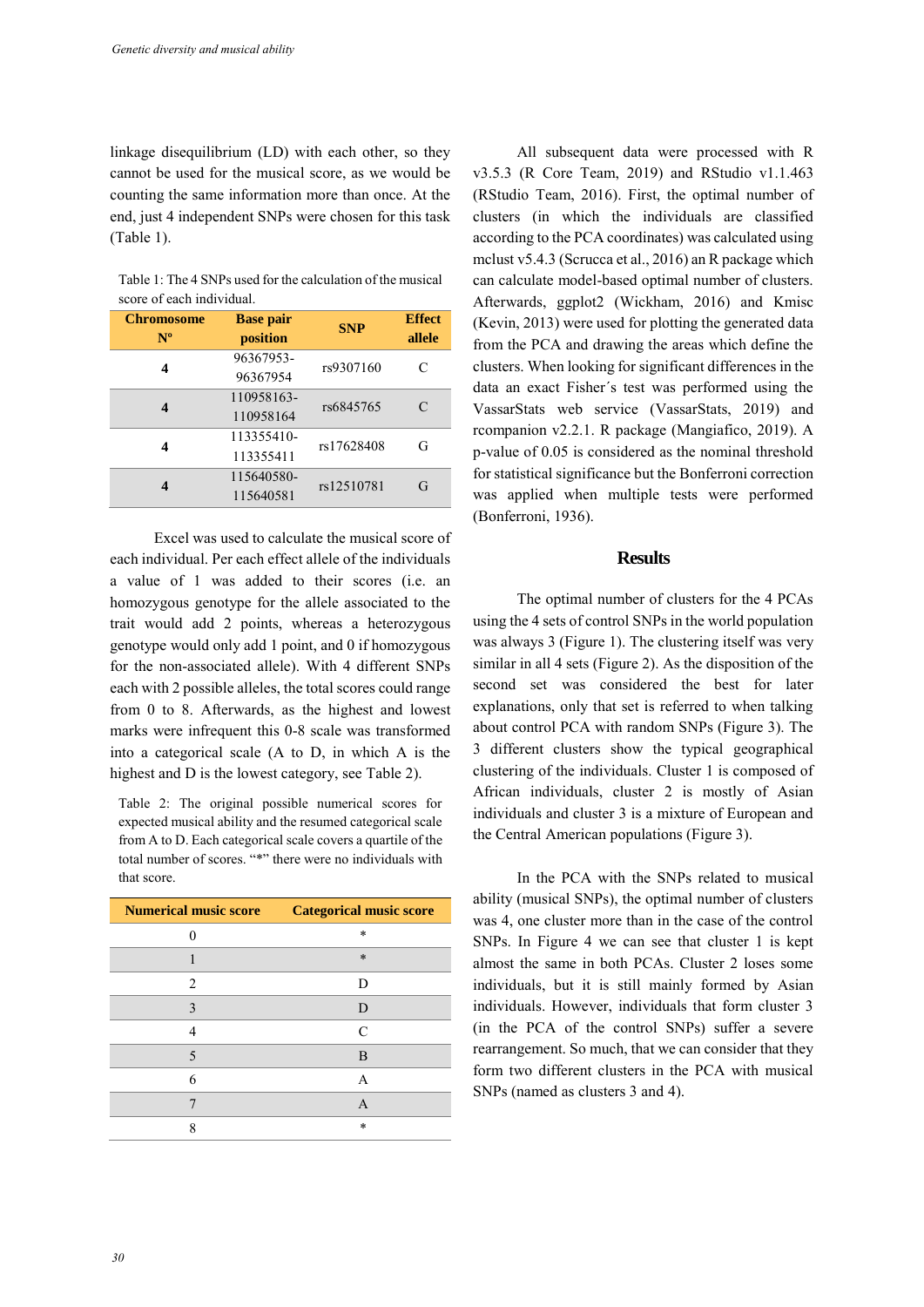linkage disequilibrium (LD) with each other, so they cannot be used for the musical score, as we would be counting the same information more than once. At the end, just 4 independent SNPs were chosen for this task (Table 1).

Table 1: The 4 SNPs used for the calculation of the musical score of each individual.

| Chromosome Nº | Base pair position | SNP | Effect allele |
|---|---|---|---|
| 4 | 96367953-96367954 | rs9307160 | C |
| 4 | 110958163-110958164 | rs6845765 | C |
| 4 | 113355410-113355411 | rs17628408 | G |
| 4 | 115640580-115640581 | rs12510781 | G |

Excel was used to calculate the musical score of each individual. Per each effect allele of the individuals a value of 1 was added to their scores (i.e. an homozygous genotype for the allele associated to the trait would add 2 points, whereas a heterozygous genotype would only add 1 point, and 0 if homozygous for the non-associated allele). With 4 different SNPs each with 2 possible alleles, the total scores could range from 0 to 8. Afterwards, as the highest and lowest marks were infrequent this 0-8 scale was transformed into a categorical scale (A to D, in which A is the highest and D is the lowest category, see Table 2).

Table 2: The original possible numerical scores for expected musical ability and the resumed categorical scale from A to D. Each categorical scale covers a quartile of the total number of scores. "*" there were no individuals with that score.

| Numerical music score | Categorical music score |
|---|---|
| 0 | * |
| 1 | * |
| 2 | D |
| 3 | D |
| 4 | C |
| 5 | B |
| 6 | A |
| 7 | A |
| 8 | * |

All subsequent data were processed with R v3.5.3 (R Core Team, 2019) and RStudio v1.1.463 (RStudio Team, 2016). First, the optimal number of clusters (in which the individuals are classified according to the PCA coordinates) was calculated using mclust v5.4.3 (Scrucca et al., 2016) an R package which can calculate model-based optimal number of clusters. Afterwards, ggplot2 (Wickham, 2016) and Kmisc (Kevin, 2013) were used for plotting the generated data from the PCA and drawing the areas which define the clusters. When looking for significant differences in the data an exact Fisher´s test was performed using the VassarStats web service (VassarStats, 2019) and rcompanion v2.2.1. R package (Mangiafico, 2019). A p-value of 0.05 is considered as the nominal threshold for statistical significance but the Bonferroni correction was applied when multiple tests were performed (Bonferroni, 1936).

## Results

The optimal number of clusters for the 4 PCAs using the 4 sets of control SNPs in the world population was always 3 (Figure 1). The clustering itself was very similar in all 4 sets (Figure 2). As the disposition of the second set was considered the best for later explanations, only that set is referred to when talking about control PCA with random SNPs (Figure 3). The 3 different clusters show the typical geographical clustering of the individuals. Cluster 1 is composed of African individuals, cluster 2 is mostly of Asian individuals and cluster 3 is a mixture of European and the Central American populations (Figure 3).

In the PCA with the SNPs related to musical ability (musical SNPs), the optimal number of clusters was 4, one cluster more than in the case of the control SNPs. In Figure 4 we can see that cluster 1 is kept almost the same in both PCAs. Cluster 2 loses some individuals, but it is still mainly formed by Asian individuals. However, individuals that form cluster 3 (in the PCA of the control SNPs) suffer a severe rearrangement. So much, that we can consider that they form two different clusters in the PCA with musical SNPs (named as clusters 3 and 4).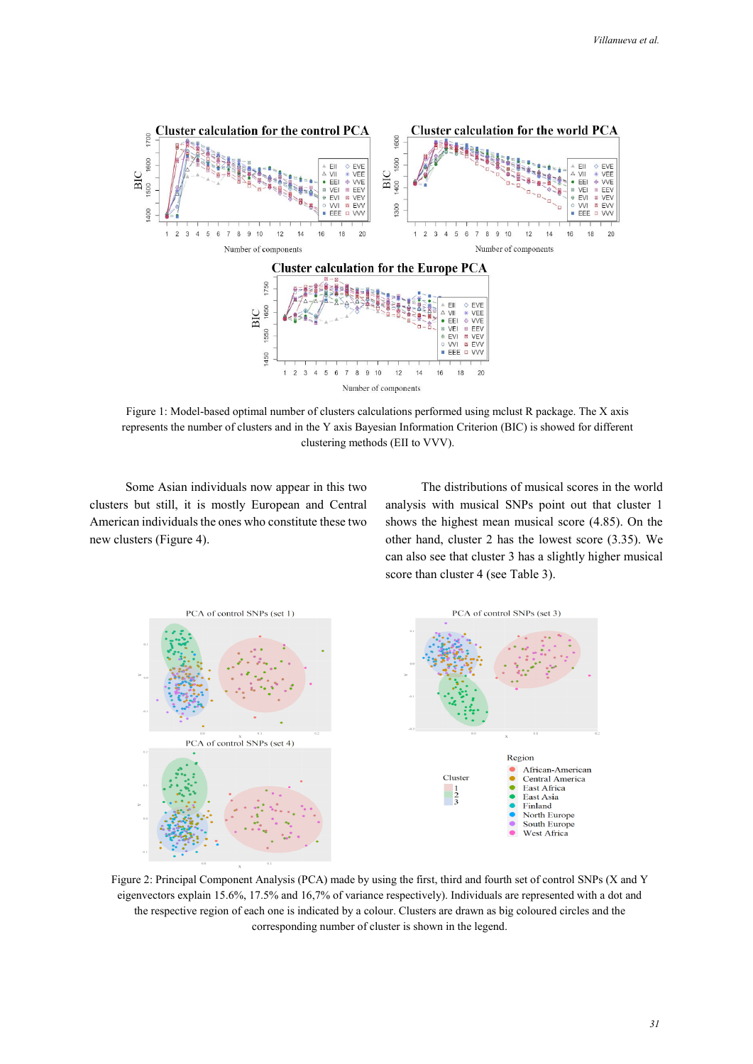Figure 1: Model-based optimal number of clusters calculations performed using mclust R package. The X axis represents the number of clusters and in the Y axis Bayesian Information Criterion (BIC) is showed for different clustering methods (EII to VVV).

Some Asian individuals now appear in this two clusters but still, it is mostly European and Central American individuals the ones who constitute these two new clusters (Figure 4).

The distributions of musical scores in the world analysis with musical SNPs point out that cluster 1 shows the highest mean musical score (4.85). On the other hand, cluster 2 has the lowest score (3.35). We can also see that cluster 3 has a slightly higher musical score than cluster 4 (see Table 3).

Figure 2: Principal Component Analysis (PCA) made by using the first, third and fourth set of control SNPs (X and Y eigenvectors explain 15.6%, 17.5% and 16,7% of variance respectively). Individuals are represented with a dot and the respective region of each one is indicated by a colour. Clusters are drawn as big coloured circles and the corresponding number of cluster is shown in the legend.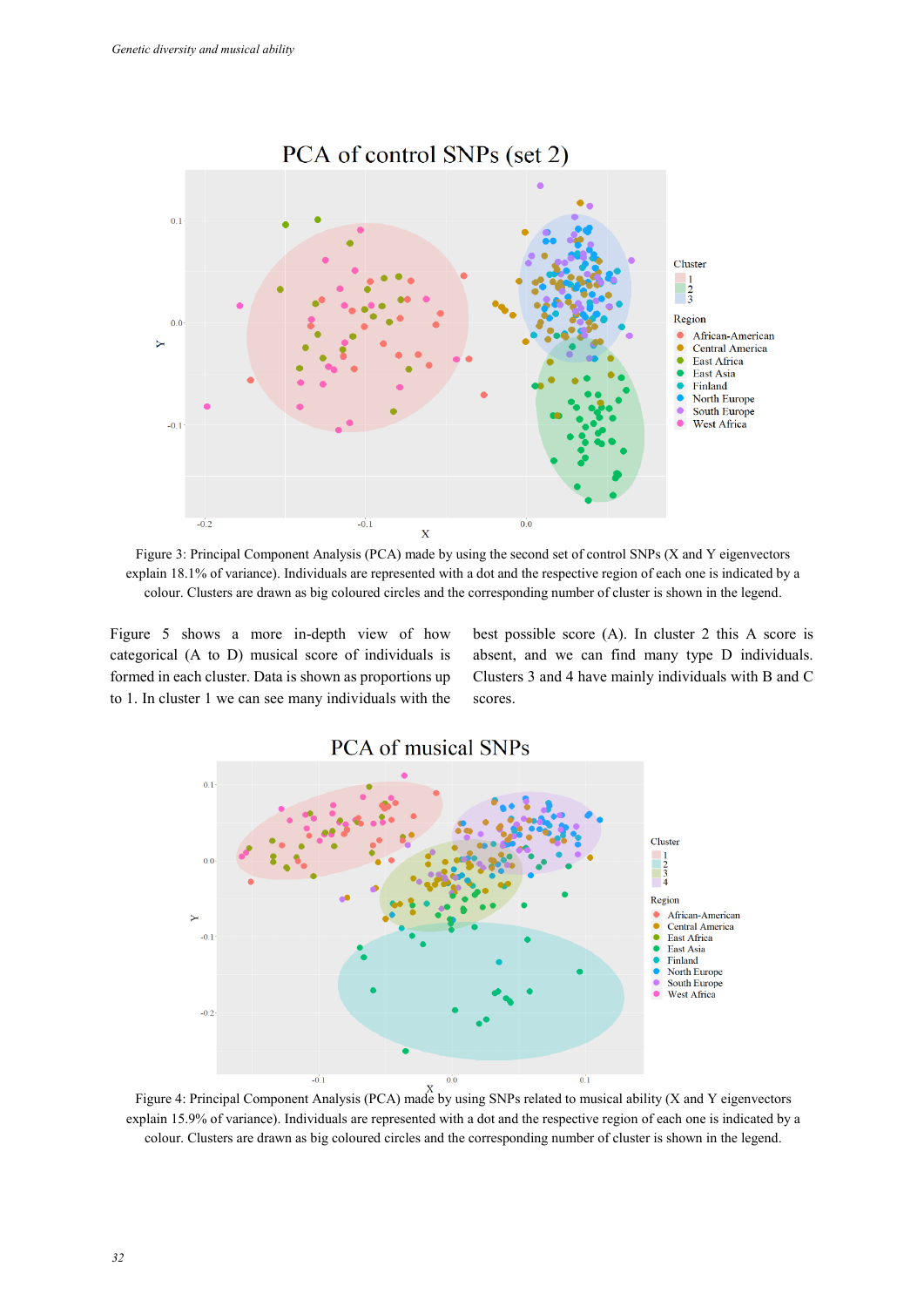Figure 3: Principal Component Analysis (PCA) made by using the second set of control SNPs (X and Y eigenvectors explain 18.1% of variance). Individuals are represented with a dot and the respective region of each one is indicated by a colour. Clusters are drawn as big coloured circles and the corresponding number of cluster is shown in the legend.

Figure 5 shows a more in-depth view of how categorical (A to D) musical score of individuals is formed in each cluster. Data is shown as proportions up to 1. In cluster 1 we can see many individuals with the best possible score (A). In cluster 2 this A score is absent, and we can find many type D individuals. Clusters 3 and 4 have mainly individuals with B and C scores.

Figure 4: Principal Component Analysis (PCA) made by using SNPs related to musical ability (X and Y eigenvectors explain 15.9% of variance). Individuals are represented with a dot and the respective region of each one is indicated by a colour. Clusters are drawn as big coloured circles and the corresponding number of cluster is shown in the legend.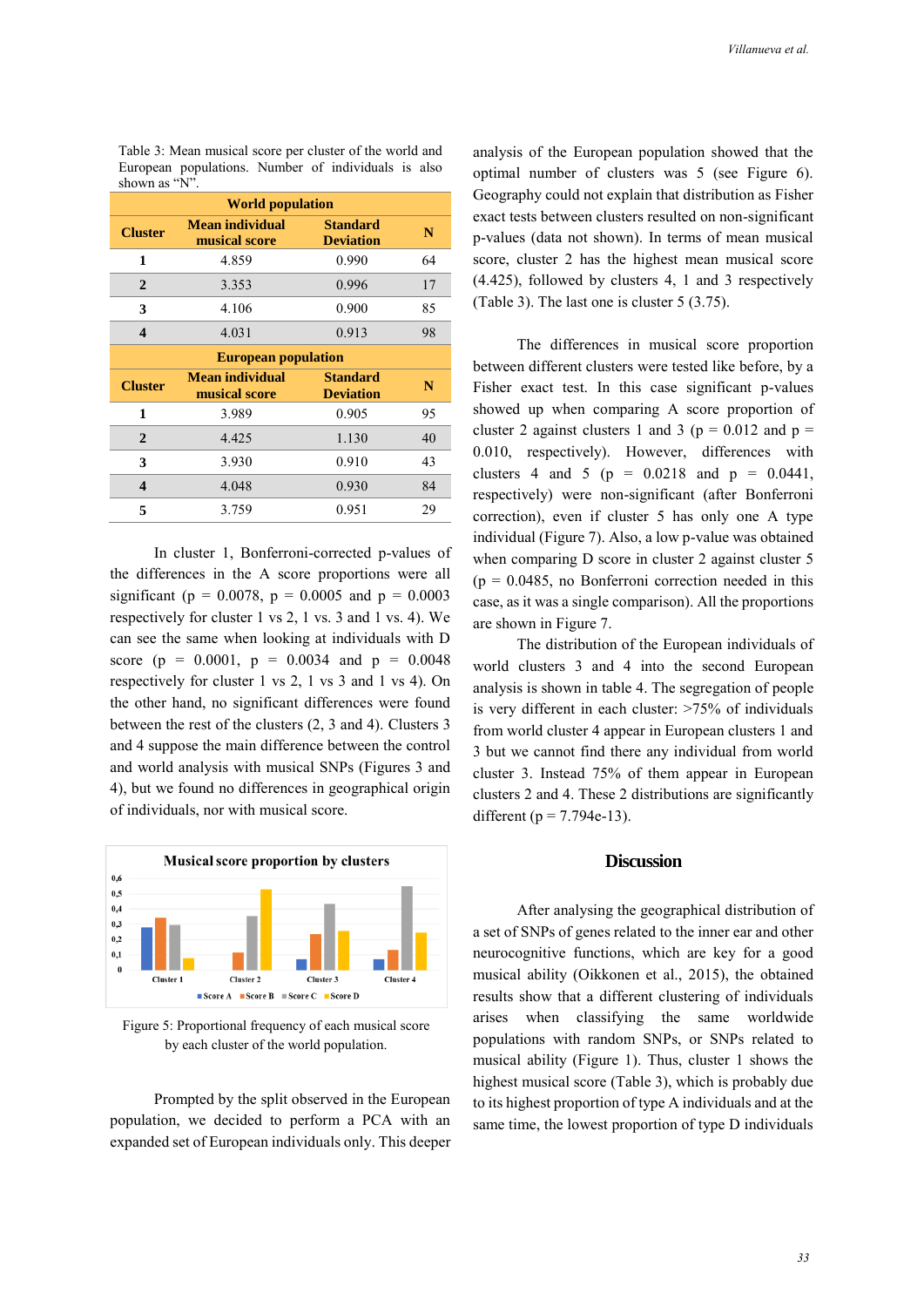Table 3: Mean musical score per cluster of the world and European populations. Number of individuals is also shown as "N".

| World population | | | |
|---|---|---|---|
| **Cluster** | **Mean individual musical score** | **Standard Deviation** | **N** |
| **1** | 4.859 | 0.990 | 64 |
| **2** | 3.353 | 0.996 | 17 |
| **3** | 4.106 | 0.900 | 85 |
| **4** | 4.031 | 0.913 | 98 |
| **European population** | | | |
| **Cluster** | **Mean individual musical score** | **Standard Deviation** | **N** |
| **1** | 3.989 | 0.905 | 95 |
| **2** | 4.425 | 1.130 | 40 |
| **3** | 3.930 | 0.910 | 43 |
| **4** | 4.048 | 0.930 | 84 |
| **5** | 3.759 | 0.951 | 29 |

In cluster 1, Bonferroni-corrected p-values of the differences in the A score proportions were all significant (p = 0.0078, p = 0.0005 and p = 0.0003 respectively for cluster 1 vs 2, 1 vs. 3 and 1 vs. 4). We can see the same when looking at individuals with D score (p = 0.0001, p = 0.0034 and p = 0.0048 respectively for cluster 1 vs 2, 1 vs 3 and 1 vs 4). On the other hand, no significant differences were found between the rest of the clusters (2, 3 and 4). Clusters 3 and 4 suppose the main difference between the control and world analysis with musical SNPs (Figures 3 and 4), but we found no differences in geographical origin of individuals, nor with musical score.

Figure 5: Proportional frequency of each musical score by each cluster of the world population.

Prompted by the split observed in the European population, we decided to perform a PCA with an expanded set of European individuals only. This deeper analysis of the European population showed that the optimal number of clusters was 5 (see Figure 6). Geography could not explain that distribution as Fisher exact tests between clusters resulted on non-significant p-values (data not shown). In terms of mean musical score, cluster 2 has the highest mean musical score (4.425), followed by clusters 4, 1 and 3 respectively (Table 3). The last one is cluster 5 (3.75).

The differences in musical score proportion between different clusters were tested like before, by a Fisher exact test. In this case significant p-values showed up when comparing A score proportion of cluster 2 against clusters 1 and 3 (p = 0.012 and p = 0.010, respectively). However, differences with clusters 4 and 5 (p = 0.0218 and p = 0.0441, respectively) were non-significant (after Bonferroni correction), even if cluster 5 has only one A type individual (Figure 7). Also, a low p-value was obtained when comparing D score in cluster 2 against cluster 5 (p = 0.0485, no Bonferroni correction needed in this case, as it was a single comparison). All the proportions are shown in Figure 7.

The distribution of the European individuals of world clusters 3 and 4 into the second European analysis is shown in table 4. The segregation of people is very different in each cluster: >75% of individuals from world cluster 4 appear in European clusters 1 and 3 but we cannot find there any individual from world cluster 3. Instead 75% of them appear in European clusters 2 and 4. These 2 distributions are significantly different (p = 7.794e-13).

## Discussion

After analysing the geographical distribution of a set of SNPs of genes related to the inner ear and other neurocognitive functions, which are key for a good musical ability (Oikkonen et al., 2015), the obtained results show that a different clustering of individuals arises when classifying the same worldwide populations with random SNPs, or SNPs related to musical ability (Figure 1). Thus, cluster 1 shows the highest musical score (Table 3), which is probably due to its highest proportion of type A individuals and at the same time, the lowest proportion of type D individuals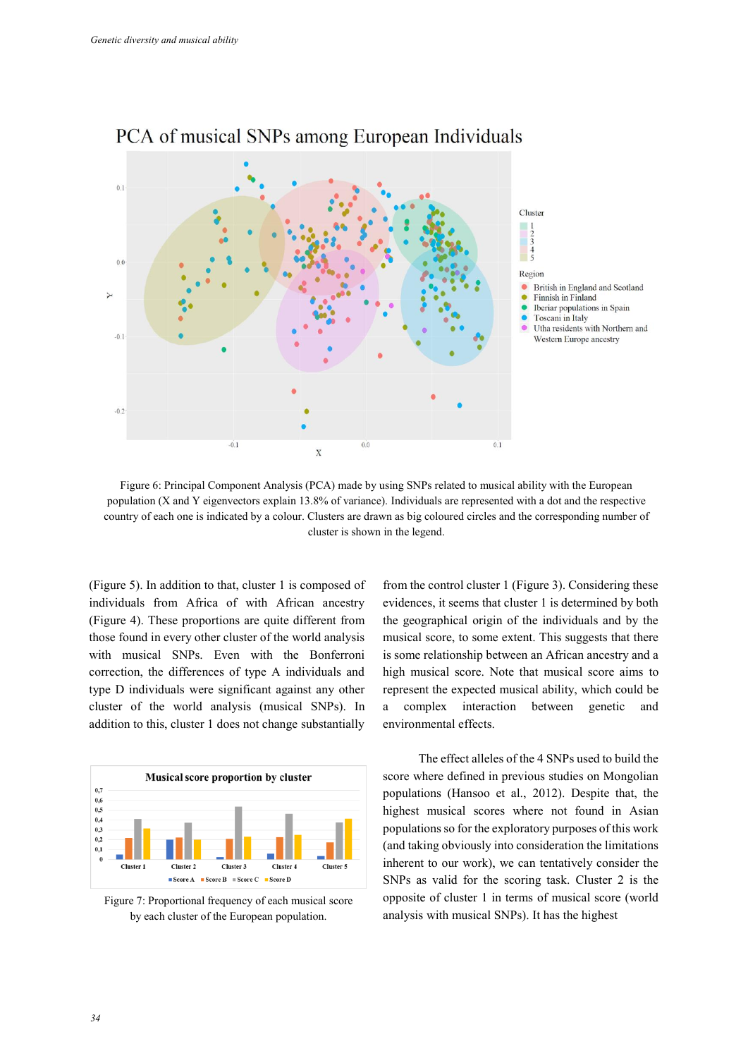Figure 6: Principal Component Analysis (PCA) made by using SNPs related to musical ability with the European population (X and Y eigenvectors explain 13.8% of variance). Individuals are represented with a dot and the respective country of each one is indicated by a colour. Clusters are drawn as big coloured circles and the corresponding number of cluster is shown in the legend.

(Figure 5). In addition to that, cluster 1 is composed of individuals from Africa of with African ancestry (Figure 4). These proportions are quite different from those found in every other cluster of the world analysis with musical SNPs. Even with the Bonferroni correction, the differences of type A individuals and type D individuals were significant against any other cluster of the world analysis (musical SNPs). In addition to this, cluster 1 does not change substantially from the control cluster 1 (Figure 3). Considering these evidences, it seems that cluster 1 is determined by both the geographical origin of the individuals and by the musical score, to some extent. This suggests that there is some relationship between an African ancestry and a high musical score. Note that musical score aims to represent the expected musical ability, which could be a complex interaction between genetic and environmental effects.

Figure 7: Proportional frequency of each musical score by each cluster of the European population.

The effect alleles of the 4 SNPs used to build the score where defined in previous studies on Mongolian populations (Hansoo et al., 2012). Despite that, the highest musical scores where not found in Asian populations so for the exploratory purposes of this work (and taking obviously into consideration the limitations inherent to our work), we can tentatively consider the SNPs as valid for the scoring task. Cluster 2 is the opposite of cluster 1 in terms of musical score (world analysis with musical SNPs). It has the highest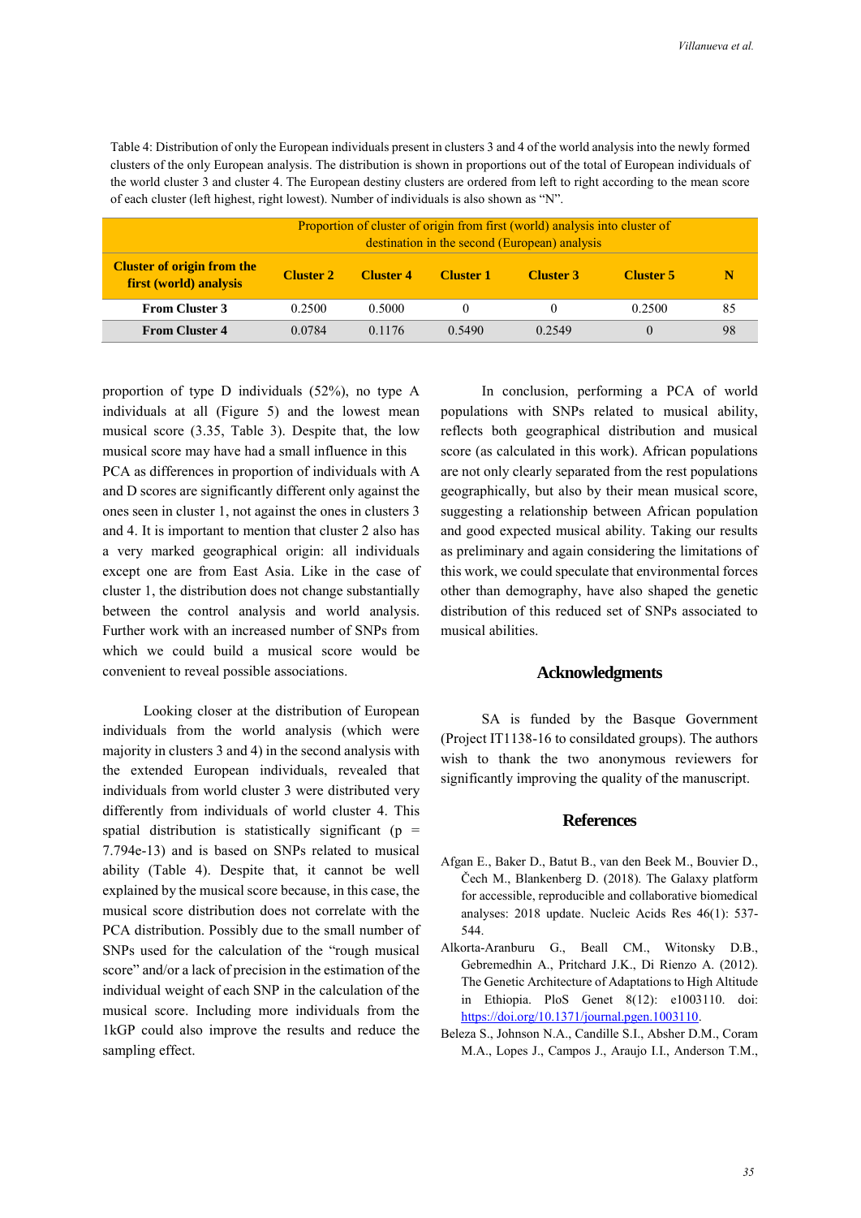Table 4: Distribution of only the European individuals present in clusters 3 and 4 of the world analysis into the newly formed clusters of the only European analysis. The distribution is shown in proportions out of the total of European individuals of the world cluster 3 and cluster 4. The European destiny clusters are ordered from left to right according to the mean score of each cluster (left highest, right lowest). Number of individuals is also shown as "N".

| | Proportion of cluster of origin from first (world) analysis into cluster of destination in the second (European) analysis | | | | | |
|---|---|---|---|---|---|---|
| **Cluster of origin from the first (world) analysis** | **Cluster 2** | **Cluster 4** | **Cluster 1** | **Cluster 3** | **Cluster 5** | **N** |
| **From Cluster 3** | 0.2500 | 0.5000 | 0 | 0 | 0.2500 | 85 |
| **From Cluster 4** | 0.0784 | 0.1176 | 0.5490 | 0.2549 | 0 | 98 |

proportion of type D individuals (52%), no type A individuals at all (Figure 5) and the lowest mean musical score (3.35, Table 3). Despite that, the low musical score may have had a small influence in this PCA as differences in proportion of individuals with A and D scores are significantly different only against the ones seen in cluster 1, not against the ones in clusters 3 and 4. It is important to mention that cluster 2 also has a very marked geographical origin: all individuals except one are from East Asia. Like in the case of cluster 1, the distribution does not change substantially between the control analysis and world analysis. Further work with an increased number of SNPs from which we could build a musical score would be convenient to reveal possible associations.

Looking closer at the distribution of European individuals from the world analysis (which were majority in clusters 3 and 4) in the second analysis with the extended European individuals, revealed that individuals from world cluster 3 were distributed very differently from individuals of world cluster 4. This spatial distribution is statistically significant ($p = 7.794e\text{-}13$) and is based on SNPs related to musical ability (Table 4). Despite that, it cannot be well explained by the musical score because, in this case, the musical score distribution does not correlate with the PCA distribution. Possibly due to the small number of SNPs used for the calculation of the "rough musical score" and/or a lack of precision in the estimation of the individual weight of each SNP in the calculation of the musical score. Including more individuals from the 1kGP could also improve the results and reduce the sampling effect.

In conclusion, performing a PCA of world populations with SNPs related to musical ability, reflects both geographical distribution and musical score (as calculated in this work). African populations are not only clearly separated from the rest populations geographically, but also by their mean musical score, suggesting a relationship between African population and good expected musical ability. Taking our results as preliminary and again considering the limitations of this work, we could speculate that environmental forces other than demography, have also shaped the genetic distribution of this reduced set of SNPs associated to musical abilities.

## Acknowledgments

SA is funded by the Basque Government (Project IT1138-16 to consildated groups). The authors wish to thank the two anonymous reviewers for significantly improving the quality of the manuscript.

## References

Afgan E., Baker D., Batut B., van den Beek M., Bouvier D., Čech M., Blankenberg D. (2018). The Galaxy platform for accessible, reproducible and collaborative biomedical analyses: 2018 update. Nucleic Acids Res 46(1): 537-544.

Alkorta-Aranburu G., Beall CM., Witonsky D.B., Gebremedhin A., Pritchard J.K., Di Rienzo A. (2012). The Genetic Architecture of Adaptations to High Altitude in Ethiopia. PloS Genet 8(12): e1003110. doi: https://doi.org/10.1371/journal.pgen.1003110.

Beleza S., Johnson N.A., Candille S.I., Absher D.M., Coram M.A., Lopes J., Campos J., Araujo I.I., Anderson T.M.,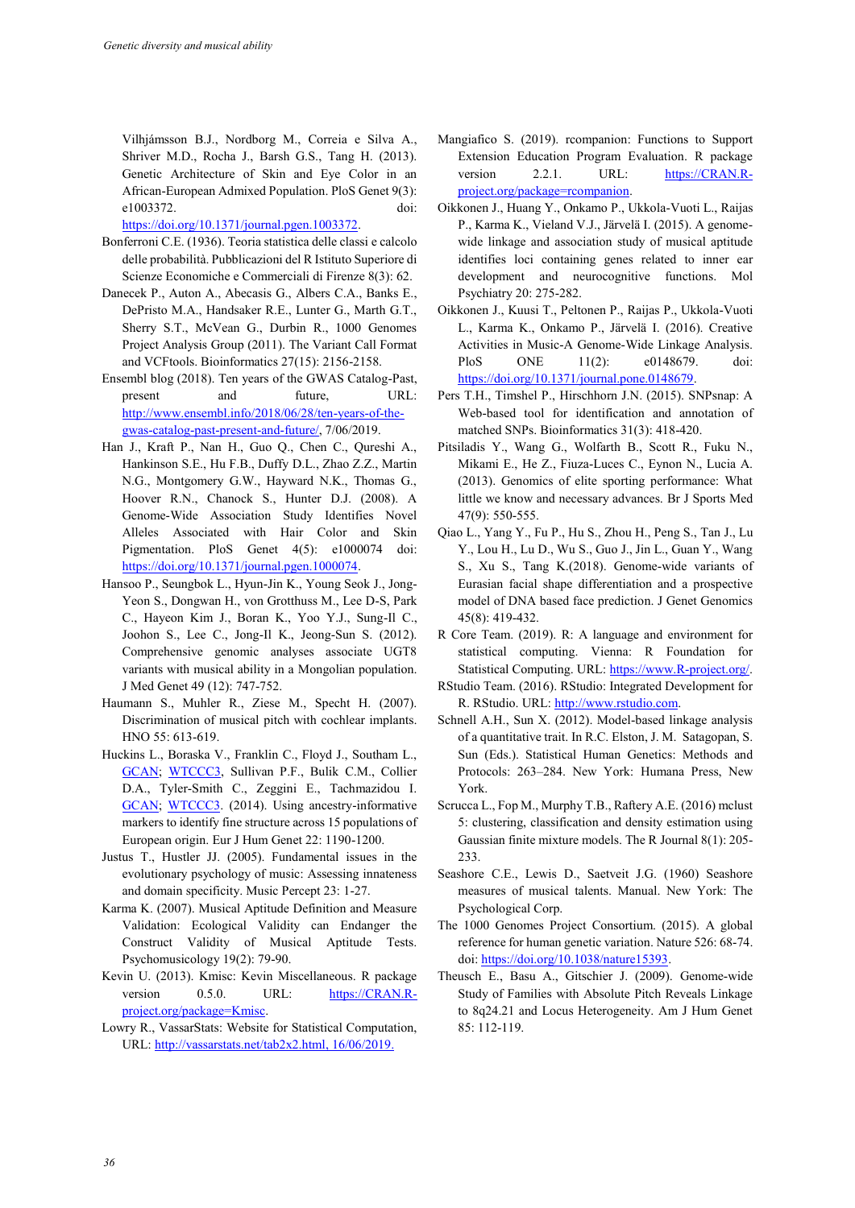Vilhjámsson B.J., Nordborg M., Correia e Silva A., Shriver M.D., Rocha J., Barsh G.S., Tang H. (2013). Genetic Architecture of Skin and Eye Color in an African-European Admixed Population. PloS Genet 9(3): e1003372. doi: https://doi.org/10.1371/journal.pgen.1003372.

Bonferroni C.E. (1936). Teoria statistica delle classi e calcolo delle probabilità. Pubblicazioni del R Istituto Superiore di Scienze Economiche e Commerciali di Firenze 8(3): 62.

Danecek P., Auton A., Abecasis G., Albers C.A., Banks E., DePristo M.A., Handsaker R.E., Lunter G., Marth G.T., Sherry S.T., McVean G., Durbin R., 1000 Genomes Project Analysis Group (2011). The Variant Call Format and VCFtools. Bioinformatics 27(15): 2156-2158.

Ensembl blog (2018). Ten years of the GWAS Catalog-Past, present and future, URL: http://www.ensembl.info/2018/06/28/ten-years-of-the-gwas-catalog-past-present-and-future/, 7/06/2019.

Han J., Kraft P., Nan H., Guo Q., Chen C., Qureshi A., Hankinson S.E., Hu F.B., Duffy D.L., Zhao Z.Z., Martin N.G., Montgomery G.W., Hayward N.K., Thomas G., Hoover R.N., Chanock S., Hunter D.J. (2008). A Genome-Wide Association Study Identifies Novel Alleles Associated with Hair Color and Skin Pigmentation. PloS Genet 4(5): e1000074 doi: https://doi.org/10.1371/journal.pgen.1000074.

Hansoo P., Seungbok L., Hyun-Jin K., Young Seok J., Jong-Yeon S., Dongwan H., von Grotthuss M., Lee D-S, Park C., Hayeon Kim J., Boran K., Yoo Y.J., Sung-Il C., Joohon S., Lee C., Jong-Il K., Jeong-Sun S. (2012). Comprehensive genomic analyses associate UGT8 variants with musical ability in a Mongolian population. J Med Genet 49 (12): 747-752.

Haumann S., Muhler R., Ziese M., Specht H. (2007). Discrimination of musical pitch with cochlear implants. HNO 55: 613-619.

Huckins L., Boraska V., Franklin C., Floyd J., Southam L., GCAN; WTCCC3, Sullivan P.F., Bulik C.M., Collier D.A., Tyler-Smith C., Zeggini E., Tachmazidou I. GCAN; WTCCC3. (2014). Using ancestry-informative markers to identify fine structure across 15 populations of European origin. Eur J Hum Genet 22: 1190-1200.

Justus T., Hustler JJ. (2005). Fundamental issues in the evolutionary psychology of music: Assessing innateness and domain specificity. Music Percept 23: 1-27.

Karma K. (2007). Musical Aptitude Definition and Measure Validation: Ecological Validity can Endanger the Construct Validity of Musical Aptitude Tests. Psychomusicology 19(2): 79-90.

Kevin U. (2013). Kmisc: Kevin Miscellaneous. R package version 0.5.0. URL: https://CRAN.R-project.org/package=Kmisc.

Lowry R., VassarStats: Website for Statistical Computation, URL: http://vassarstats.net/tab2x2.html, 16/06/2019.

Mangiafico S. (2019). rcompanion: Functions to Support Extension Education Program Evaluation. R package version 2.2.1. URL: https://CRAN.R-project.org/package=rcompanion.

Oikkonen J., Huang Y., Onkamo P., Ukkola-Vuoti L., Raijas P., Karma K., Vieland V.J., Järvelä I. (2015). A genome-wide linkage and association study of musical aptitude identifies loci containing genes related to inner ear development and neurocognitive functions. Mol Psychiatry 20: 275-282.

Oikkonen J., Kuusi T., Peltonen P., Raijas P., Ukkola-Vuoti L., Karma K., Onkamo P., Järvelä I. (2016). Creative Activities in Music-A Genome-Wide Linkage Analysis. PloS ONE 11(2): e0148679. doi: https://doi.org/10.1371/journal.pone.0148679.

Pers T.H., Timshel P., Hirschhorn J.N. (2015). SNPsnap: A Web-based tool for identification and annotation of matched SNPs. Bioinformatics 31(3): 418-420.

Pitsiladis Y., Wang G., Wolfarth B., Scott R., Fuku N., Mikami E., He Z., Fiuza-Luces C., Eynon N., Lucia A. (2013). Genomics of elite sporting performance: What little we know and necessary advances. Br J Sports Med 47(9): 550-555.

Qiao L., Yang Y., Fu P., Hu S., Zhou H., Peng S., Tan J., Lu Y., Lou H., Lu D., Wu S., Guo J., Jin L., Guan Y., Wang S., Xu S., Tang K.(2018). Genome-wide variants of Eurasian facial shape differentiation and a prospective model of DNA based face prediction. J Genet Genomics 45(8): 419-432.

R Core Team. (2019). R: A language and environment for statistical computing. Vienna: R Foundation for Statistical Computing. URL: https://www.R-project.org/.

RStudio Team. (2016). RStudio: Integrated Development for R. RStudio. URL: http://www.rstudio.com.

Schnell A.H., Sun X. (2012). Model-based linkage analysis of a quantitative trait. In R.C. Elston, J. M. Satagopan, S. Sun (Eds.). Statistical Human Genetics: Methods and Protocols: 263–284. New York: Humana Press, New York.

Scrucca L., Fop M., Murphy T.B., Raftery A.E. (2016) mclust 5: clustering, classification and density estimation using Gaussian finite mixture models. The R Journal 8(1): 205-233.

Seashore C.E., Lewis D., Saetveit J.G. (1960) Seashore measures of musical talents. Manual. New York: The Psychological Corp.

The 1000 Genomes Project Consortium. (2015). A global reference for human genetic variation. Nature 526: 68-74. doi: https://doi.org/10.1038/nature15393.

Theusch E., Basu A., Gitschier J. (2009). Genome-wide Study of Families with Absolute Pitch Reveals Linkage to 8q24.21 and Locus Heterogeneity. Am J Hum Genet 85: 112-119.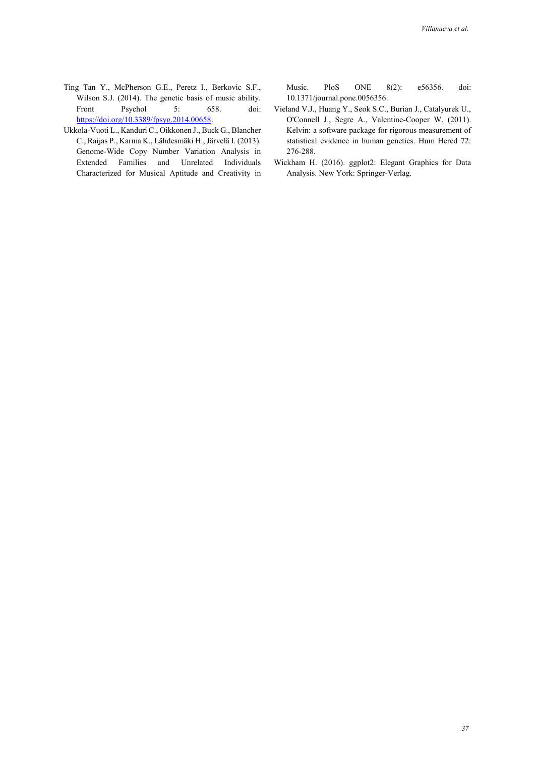Ting Tan Y., McPherson G.E., Peretz I., Berkovic S.F., Wilson S.J. (2014). The genetic basis of music ability. Front Psychol 5: 658. doi: https://doi.org/10.3389/fpsyg.2014.00658.

Ukkola-Vuoti L., Kanduri C., Oikkonen J., Buck G., Blancher C., Raijas P., Karma K., Lähdesmäki H., Järvelä I. (2013). Genome-Wide Copy Number Variation Analysis in Extended Families and Unrelated Individuals Characterized for Musical Aptitude and Creativity in Music. PloS ONE 8(2): e56356. doi: 10.1371/journal.pone.0056356.

Vieland V.J., Huang Y., Seok S.C., Burian J., Catalyurek U., O'Connell J., Segre A., Valentine-Cooper W. (2011). Kelvin: a software package for rigorous measurement of statistical evidence in human genetics. Hum Hered 72: 276-288.

Wickham H. (2016). ggplot2: Elegant Graphics for Data Analysis. New York: Springer-Verlag.